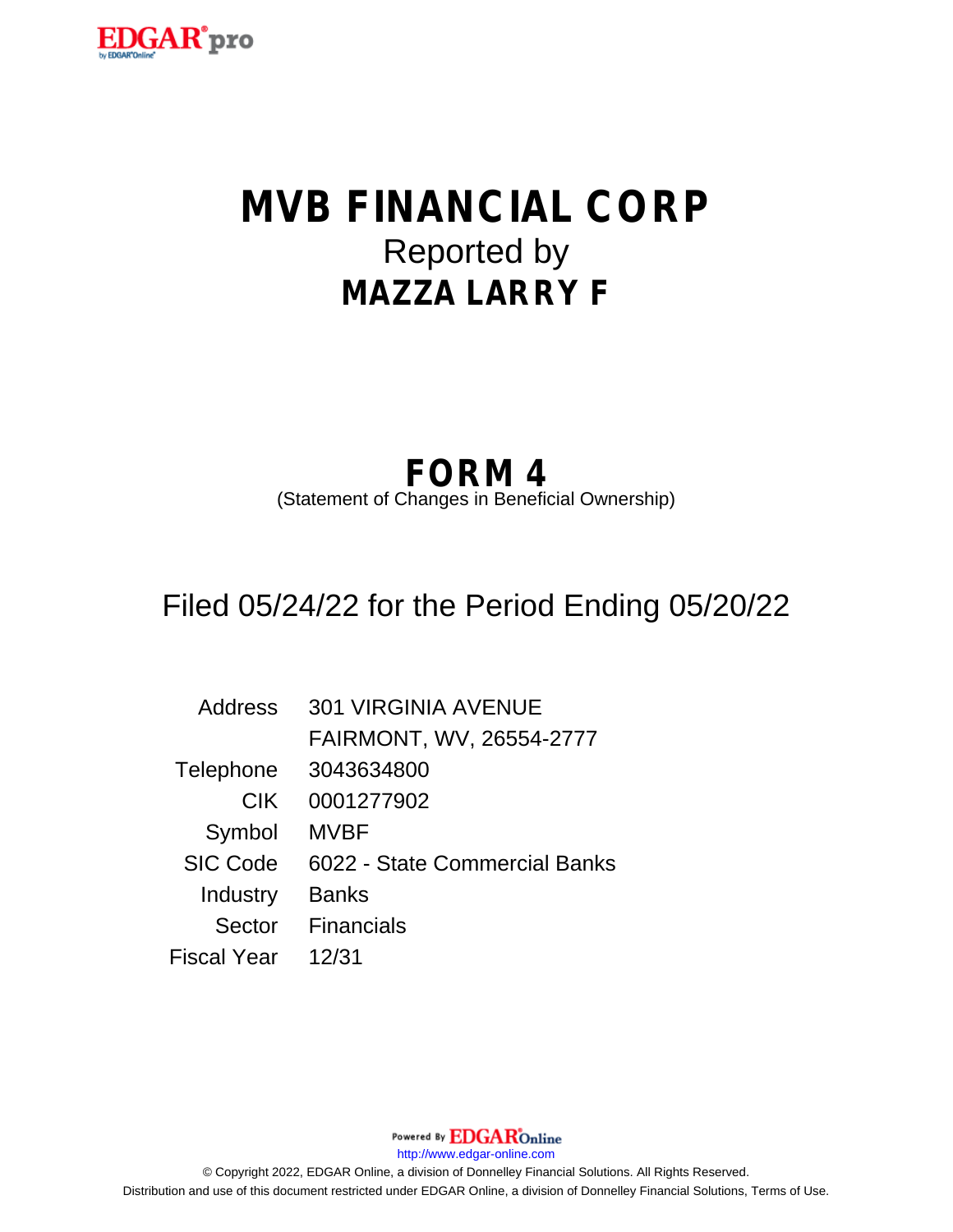# MVB FINANCIAL CORP

Reported by

## MAZZA LARRY F

## FORM 4

(Statement of Changes in Beneficial Ownership)

Filed 05/24/22 for the Period Ending 05/20/22

| | |
|---|---|
| Address | 301 VIRGINIA AVENUE<br>FAIRMONT, WV, 26554-2777 |
| Telephone | 3043634800 |
| CIK | 0001277902 |
| Symbol | MVBF |
| SIC Code | 6022 - State Commercial Banks |
| Industry | Banks |
| Sector | Financials |
| Fiscal Year | 12/31 |

Powered By EDGAR Online

http://www.edgar-online.com

© Copyright 2022, EDGAR Online, a division of Donnelley Financial Solutions. All Rights Reserved.
Distribution and use of this document restricted under EDGAR Online, a division of Donnelley Financial Solutions, Terms of Use.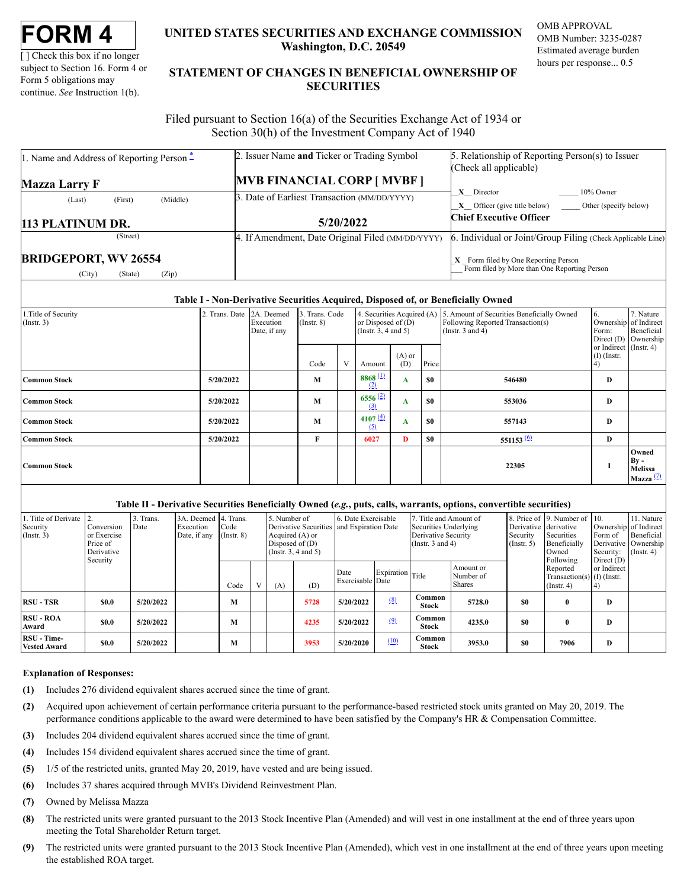# FORM 4

[ ] Check this box if no longer subject to Section 16. Form 4 or Form 5 obligations may continue. *See* Instruction 1(b).

**UNITED STATES SECURITIES AND EXCHANGE COMMISSION**
**Washington, D.C. 20549**

**STATEMENT OF CHANGES IN BENEFICIAL OWNERSHIP OF SECURITIES**

OMB APPROVAL
OMB Number: 3235-0287
Estimated average burden hours per response... 0.5

Filed pursuant to Section 16(a) of the Securities Exchange Act of 1934 or Section 30(h) of the Investment Company Act of 1940

| 1. Name and Address of Reporting Person * | 2. Issuer Name **and** Ticker or Trading Symbol | 5. Relationship of Reporting Person(s) to Issuer (Check all applicable) |
|---|---|---|
| **Mazza Larry F** | **MVB FINANCIAL CORP [ MVBF ]** | _X_ Director ___ 10% Owner |
| (Last) (First) (Middle) | 3. Date of Earliest Transaction (MM/DD/YYYY) | _X_ Officer (give title below) ___ Other (specify below) |
| **113 PLATINUM DR.** | **5/20/2022** | **Chief Executive Officer** |
| (Street) | 4. If Amendment, Date Original Filed (MM/DD/YYYY) | 6. Individual or Joint/Group Filing (Check Applicable Line) |
| **BRIDGEPORT, WV 26554** | | _X_ Form filed by One Reporting Person |
| (City) (State) (Zip) | | ___ Form filed by More than One Reporting Person |

**Table I - Non-Derivative Securities Acquired, Disposed of, or Beneficially Owned**

| 1.Title of Security (Instr. 3) | 2. Trans. Date | 2A. Deemed Execution Date, if any | 3. Trans. Code (Instr. 8) | | 4. Securities Acquired (A) or Disposed of (D) (Instr. 3, 4 and 5) | | | 5. Amount of Securities Beneficially Owned Following Reported Transaction(s) (Instr. 3 and 4) | 6. Ownership Form: Direct (D) or Indirect (I) (Instr. 4) | 7. Nature of Indirect Beneficial Ownership (Instr. 4) |
|---|---|---|---|---|---|---|---|---|---|---|
| | | | Code | V | Amount | (A) or (D) | Price | | | |
| **Common Stock** | **5/20/2022** | | **M** | | **8868** (1) (2) | **A** | **$0** | **546480** | **D** | |
| **Common Stock** | **5/20/2022** | | **M** | | **6556** (2) (3) | **A** | **$0** | **553036** | **D** | |
| **Common Stock** | **5/20/2022** | | **M** | | **4107** (4) (5) | **A** | **$0** | **557143** | **D** | |
| **Common Stock** | **5/20/2022** | | **F** | | **6027** | **D** | **$0** | **551153** (6) | **D** | |
| **Common Stock** | | | | | | | | **22305** | **I** | **Owned By - Melissa Mazza** (7) |

**Table II - Derivative Securities Beneficially Owned (*e.g.*, puts, calls, warrants, options, convertible securities)**

| 1. Title of Derivate Security (Instr. 3) | 2. Conversion or Exercise Price of Derivative Security | 3. Trans. Date | 3A. Deemed Execution Date, if any | 4. Trans. Code (Instr. 8) | | 5. Number of Derivative Securities Acquired (A) or Disposed of (D) (Instr. 3, 4 and 5) | | 6. Date Exercisable and Expiration Date | | 7. Title and Amount of Securities Underlying Derivative Security (Instr. 3 and 4) | | 8. Price of Derivative Security (Instr. 5) | 9. Number of derivative Securities Beneficially Owned Following Reported Transaction(s) (Instr. 4) | 10. Ownership Form of Derivative Security: Direct (D) or Indirect (I) (Instr. 4) | 11. Nature of Indirect Beneficial Ownership (Instr. 4) |
|---|---|---|---|---|---|---|---|---|---|---|---|---|---|---|---|
| | | | | Code | V | (A) | (D) | Date Exercisable | Expiration Date | Title | Amount or Number of Shares | | | | |
| **RSU - TSR** | **$0.0** | **5/20/2022** | | **M** | | | **5728** | **5/20/2022** | (8) | **Common Stock** | **5728.0** | **$0** | **0** | **D** | |
| **RSU - ROA Award** | **$0.0** | **5/20/2022** | | **M** | | | **4235** | **5/20/2022** | (9) | **Common Stock** | **4235.0** | **$0** | **0** | **D** | |
| **RSU - Time-Vested Award** | **$0.0** | **5/20/2022** | | **M** | | | **3953** | **5/20/2020** | (10) | **Common Stock** | **3953.0** | **$0** | **7906** | **D** | |

**Explanation of Responses:**

**(1)** Includes 276 dividend equivalent shares accrued since the time of grant.

**(2)** Acquired upon achievement of certain performance criteria pursuant to the performance-based restricted stock units granted on May 20, 2019. The performance conditions applicable to the award were determined to have been satisfied by the Company's HR & Compensation Committee.

**(3)** Includes 204 dividend equivalent shares accrued since the time of grant.

**(4)** Includes 154 dividend equivalent shares accrued since the time of grant.

**(5)** 1/5 of the restricted units, granted May 20, 2019, have vested and are being issued.

**(6)** Includes 37 shares acquired through MVB's Dividend Reinvestment Plan.

**(7)** Owned by Melissa Mazza

**(8)** The restricted units were granted pursuant to the 2013 Stock Incentive Plan (Amended) and will vest in one installment at the end of three years upon meeting the Total Shareholder Return target.

**(9)** The restricted units were granted pursuant to the 2013 Stock Incentive Plan (Amended), which vest in one installment at the end of three years upon meeting the established ROA target.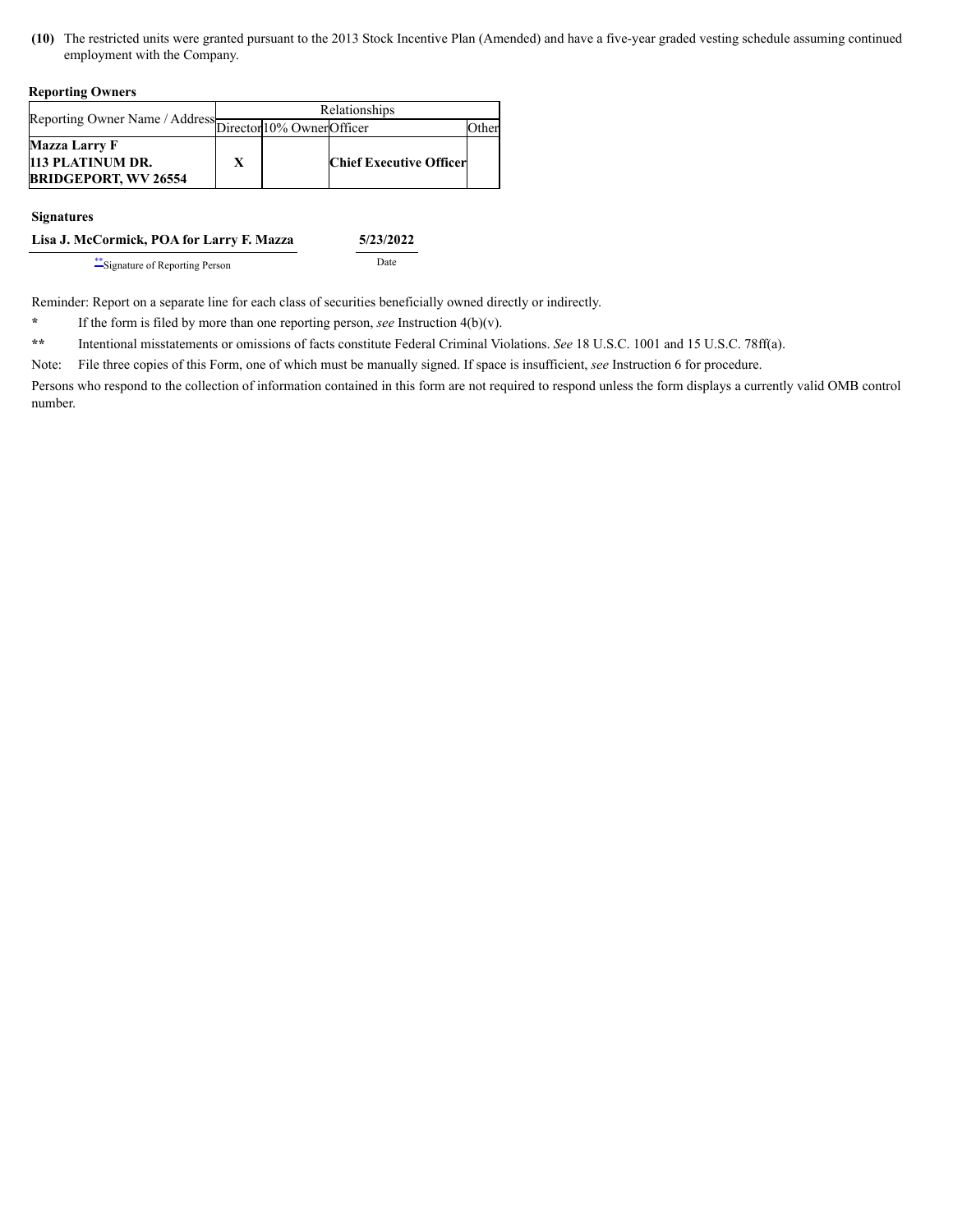**(10)** The restricted units were granted pursuant to the 2013 Stock Incentive Plan (Amended) and have a five-year graded vesting schedule assuming continued employment with the Company.

**Reporting Owners**

| Reporting Owner Name / Address | Relationships | | | |
|---|---|---|---|---|
| | Director | 10% Owner | Officer | Other |
| **Mazza Larry F**<br>**113 PLATINUM DR.**<br>**BRIDGEPORT, WV 26554** | **X** | | **Chief Executive Officer** | |

**Signatures**

| **Lisa J. McCormick, POA for Larry F. Mazza** | **5/23/2022** |
|---|---|
| ** Signature of Reporting Person | Date |

Reminder: Report on a separate line for each class of securities beneficially owned directly or indirectly.

* If the form is filed by more than one reporting person, *see* Instruction 4(b)(v).

** Intentional misstatements or omissions of facts constitute Federal Criminal Violations. *See* 18 U.S.C. 1001 and 15 U.S.C. 78ff(a).

Note: File three copies of this Form, one of which must be manually signed. If space is insufficient, *see* Instruction 6 for procedure.

Persons who respond to the collection of information contained in this form are not required to respond unless the form displays a currently valid OMB control number.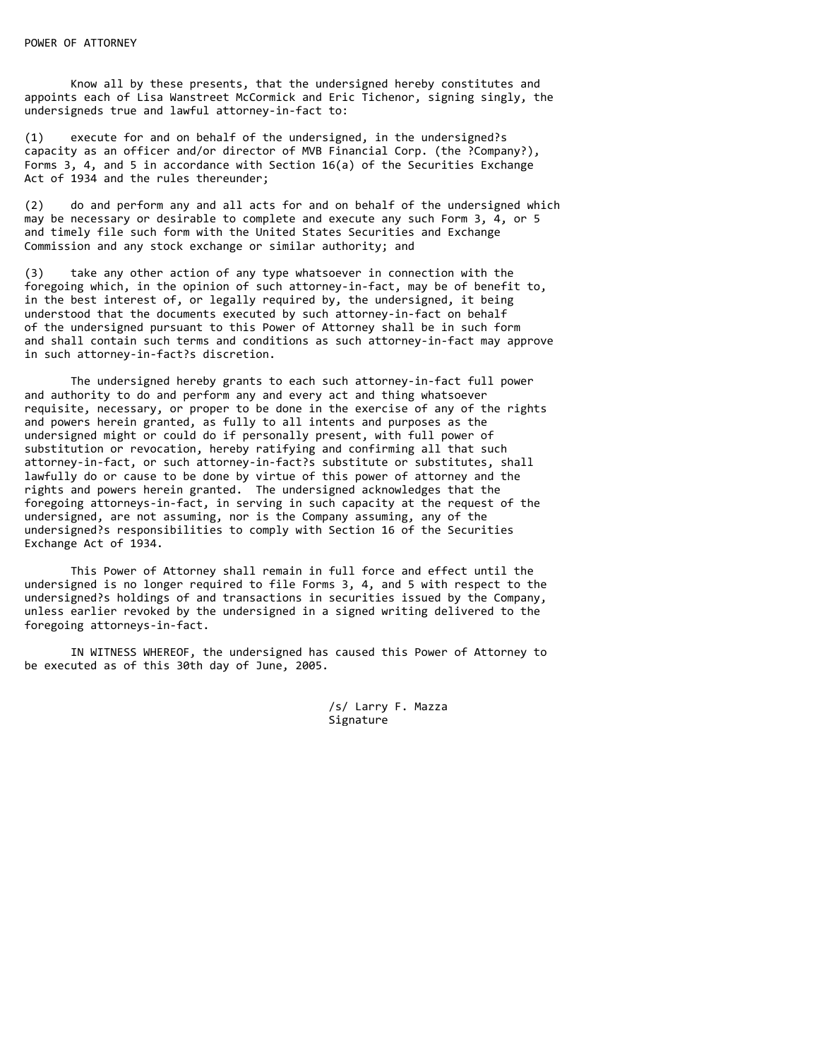POWER OF ATTORNEY

Know all by these presents, that the undersigned hereby constitutes and appoints each of Lisa Wanstreet McCormick and Eric Tichenor, signing singly, the undersigneds true and lawful attorney-in-fact to:

(1) execute for and on behalf of the undersigned, in the undersigned?s capacity as an officer and/or director of MVB Financial Corp. (the ?Company?), Forms 3, 4, and 5 in accordance with Section 16(a) of the Securities Exchange Act of 1934 and the rules thereunder;

(2) do and perform any and all acts for and on behalf of the undersigned which may be necessary or desirable to complete and execute any such Form 3, 4, or 5 and timely file such form with the United States Securities and Exchange Commission and any stock exchange or similar authority; and

(3) take any other action of any type whatsoever in connection with the foregoing which, in the opinion of such attorney-in-fact, may be of benefit to, in the best interest of, or legally required by, the undersigned, it being understood that the documents executed by such attorney-in-fact on behalf of the undersigned pursuant to this Power of Attorney shall be in such form and shall contain such terms and conditions as such attorney-in-fact may approve in such attorney-in-fact?s discretion.

The undersigned hereby grants to each such attorney-in-fact full power and authority to do and perform any and every act and thing whatsoever requisite, necessary, or proper to be done in the exercise of any of the rights and powers herein granted, as fully to all intents and purposes as the undersigned might or could do if personally present, with full power of substitution or revocation, hereby ratifying and confirming all that such attorney-in-fact, or such attorney-in-fact?s substitute or substitutes, shall lawfully do or cause to be done by virtue of this power of attorney and the rights and powers herein granted. The undersigned acknowledges that the foregoing attorneys-in-fact, in serving in such capacity at the request of the undersigned, are not assuming, nor is the Company assuming, any of the undersigned?s responsibilities to comply with Section 16 of the Securities Exchange Act of 1934.

This Power of Attorney shall remain in full force and effect until the undersigned is no longer required to file Forms 3, 4, and 5 with respect to the undersigned?s holdings of and transactions in securities issued by the Company, unless earlier revoked by the undersigned in a signed writing delivered to the foregoing attorneys-in-fact.

IN WITNESS WHEREOF, the undersigned has caused this Power of Attorney to be executed as of this 30th day of June, 2005.

/s/ Larry F. Mazza
Signature